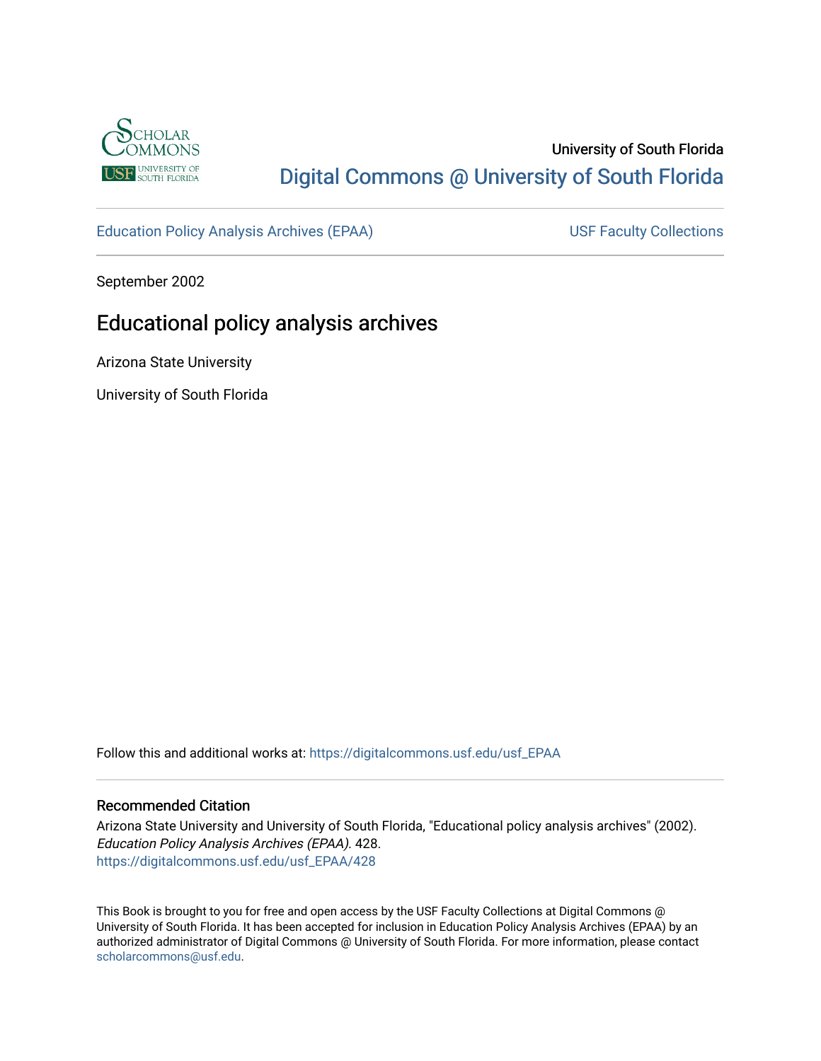University of South Florida

Digital Commons @ University of South Florida

Education Policy Analysis Archives (EPAA)

USF Faculty Collections

September 2002

# Educational policy analysis archives

Arizona State University

University of South Florida

Follow this and additional works at: https://digitalcommons.usf.edu/usf_EPAA

## Recommended Citation

Arizona State University and University of South Florida, "Educational policy analysis archives" (2002). *Education Policy Analysis Archives (EPAA)*. 428.
https://digitalcommons.usf.edu/usf_EPAA/428

This Book is brought to you for free and open access by the USF Faculty Collections at Digital Commons @ University of South Florida. It has been accepted for inclusion in Education Policy Analysis Archives (EPAA) by an authorized administrator of Digital Commons @ University of South Florida. For more information, please contact scholarcommons@usf.edu.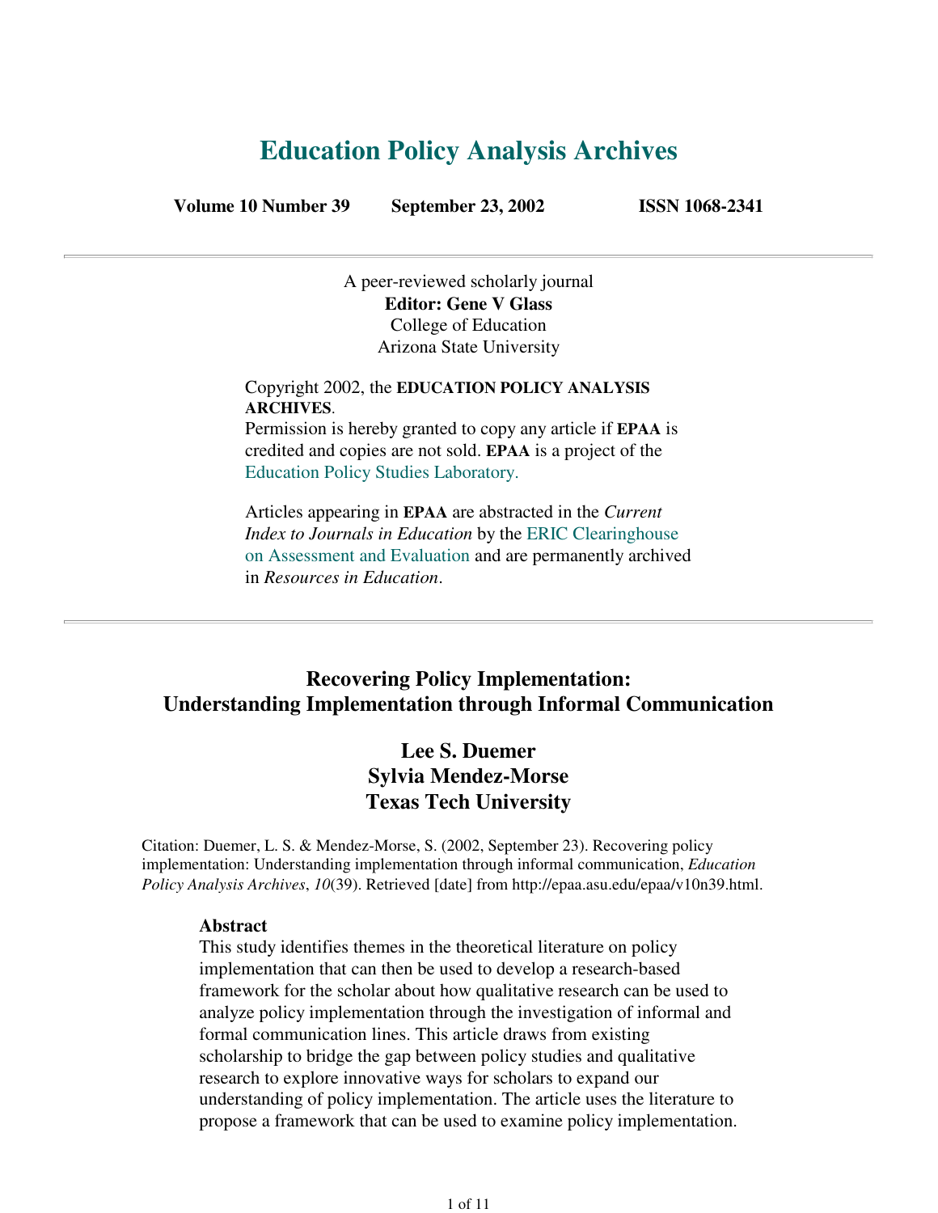# Education Policy Analysis Archives

**Volume 10 Number 39 September 23, 2002 ISSN 1068-2341**

---

A peer-reviewed scholarly journal
**Editor: Gene V Glass**
College of Education
Arizona State University

Copyright 2002, the **EDUCATION POLICY ANALYSIS ARCHIVES**.
Permission is hereby granted to copy any article if **EPAA** is credited and copies are not sold. **EPAA** is a project of the Education Policy Studies Laboratory.

Articles appearing in **EPAA** are abstracted in the *Current Index to Journals in Education* by the ERIC Clearinghouse on Assessment and Evaluation and are permanently archived in *Resources in Education*.

---

## Recovering Policy Implementation: Understanding Implementation through Informal Communication

### Lee S. Duemer
### Sylvia Mendez-Morse
### Texas Tech University

Citation: Duemer, L. S. & Mendez-Morse, S. (2002, September 23). Recovering policy implementation: Understanding implementation through informal communication, *Education Policy Analysis Archives*, *10*(39). Retrieved [date] from http://epaa.asu.edu/epaa/v10n39.html.

**Abstract**
This study identifies themes in the theoretical literature on policy implementation that can then be used to develop a research-based framework for the scholar about how qualitative research can be used to analyze policy implementation through the investigation of informal and formal communication lines. This article draws from existing scholarship to bridge the gap between policy studies and qualitative research to explore innovative ways for scholars to expand our understanding of policy implementation. The article uses the literature to propose a framework that can be used to examine policy implementation.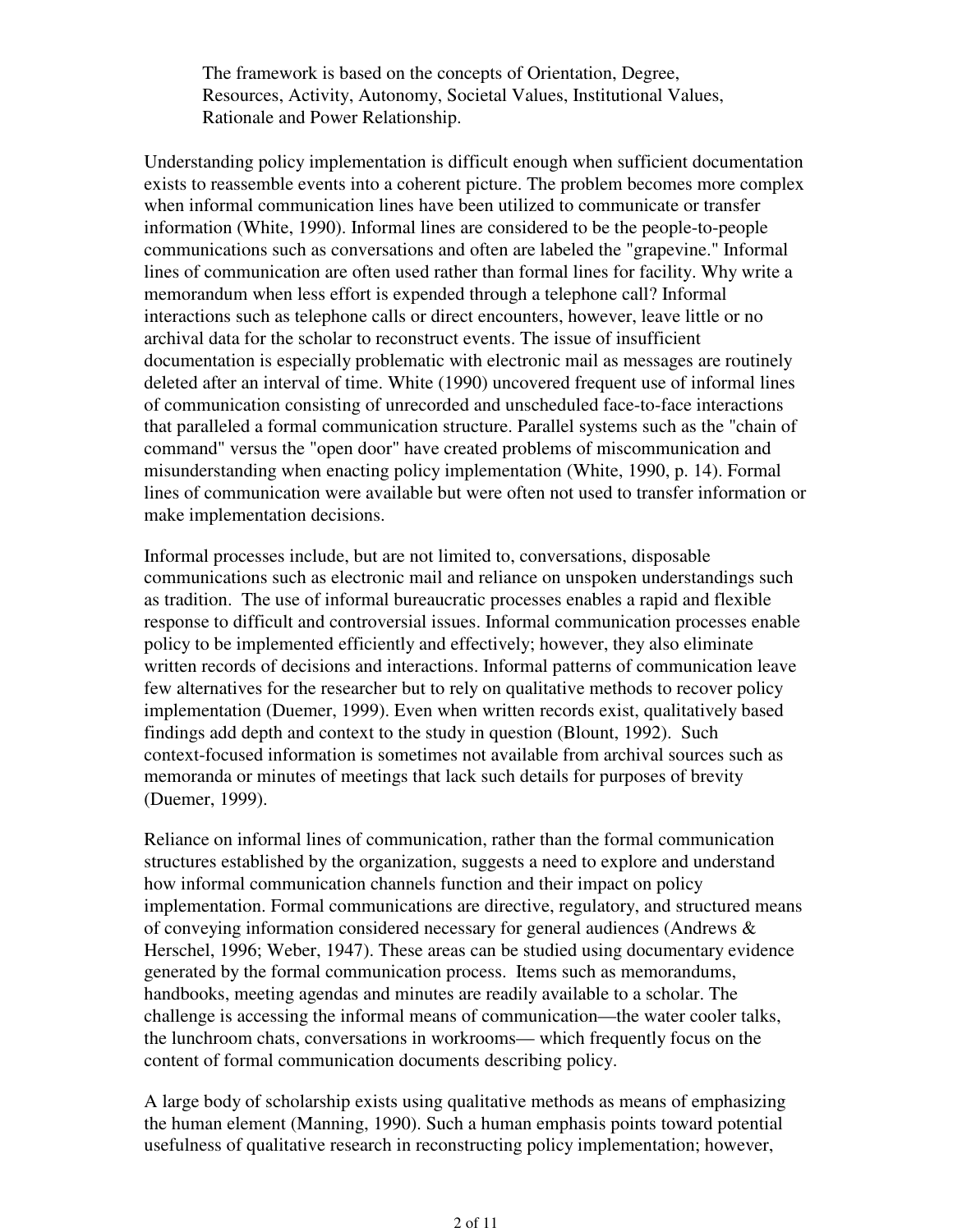> The framework is based on the concepts of Orientation, Degree, Resources, Activity, Autonomy, Societal Values, Institutional Values, Rationale and Power Relationship.

Understanding policy implementation is difficult enough when sufficient documentation exists to reassemble events into a coherent picture. The problem becomes more complex when informal communication lines have been utilized to communicate or transfer information (White, 1990). Informal lines are considered to be the people-to-people communications such as conversations and often are labeled the "grapevine." Informal lines of communication are often used rather than formal lines for facility. Why write a memorandum when less effort is expended through a telephone call? Informal interactions such as telephone calls or direct encounters, however, leave little or no archival data for the scholar to reconstruct events. The issue of insufficient documentation is especially problematic with electronic mail as messages are routinely deleted after an interval of time. White (1990) uncovered frequent use of informal lines of communication consisting of unrecorded and unscheduled face-to-face interactions that paralleled a formal communication structure. Parallel systems such as the "chain of command" versus the "open door" have created problems of miscommunication and misunderstanding when enacting policy implementation (White, 1990, p. 14). Formal lines of communication were available but were often not used to transfer information or make implementation decisions.

Informal processes include, but are not limited to, conversations, disposable communications such as electronic mail and reliance on unspoken understandings such as tradition. The use of informal bureaucratic processes enables a rapid and flexible response to difficult and controversial issues. Informal communication processes enable policy to be implemented efficiently and effectively; however, they also eliminate written records of decisions and interactions. Informal patterns of communication leave few alternatives for the researcher but to rely on qualitative methods to recover policy implementation (Duemer, 1999). Even when written records exist, qualitatively based findings add depth and context to the study in question (Blount, 1992). Such context-focused information is sometimes not available from archival sources such as memoranda or minutes of meetings that lack such details for purposes of brevity (Duemer, 1999).

Reliance on informal lines of communication, rather than the formal communication structures established by the organization, suggests a need to explore and understand how informal communication channels function and their impact on policy implementation. Formal communications are directive, regulatory, and structured means of conveying information considered necessary for general audiences (Andrews & Herschel, 1996; Weber, 1947). These areas can be studied using documentary evidence generated by the formal communication process. Items such as memorandums, handbooks, meeting agendas and minutes are readily available to a scholar. The challenge is accessing the informal means of communication—the water cooler talks, the lunchroom chats, conversations in workrooms— which frequently focus on the content of formal communication documents describing policy.

A large body of scholarship exists using qualitative methods as means of emphasizing the human element (Manning, 1990). Such a human emphasis points toward potential usefulness of qualitative research in reconstructing policy implementation; however,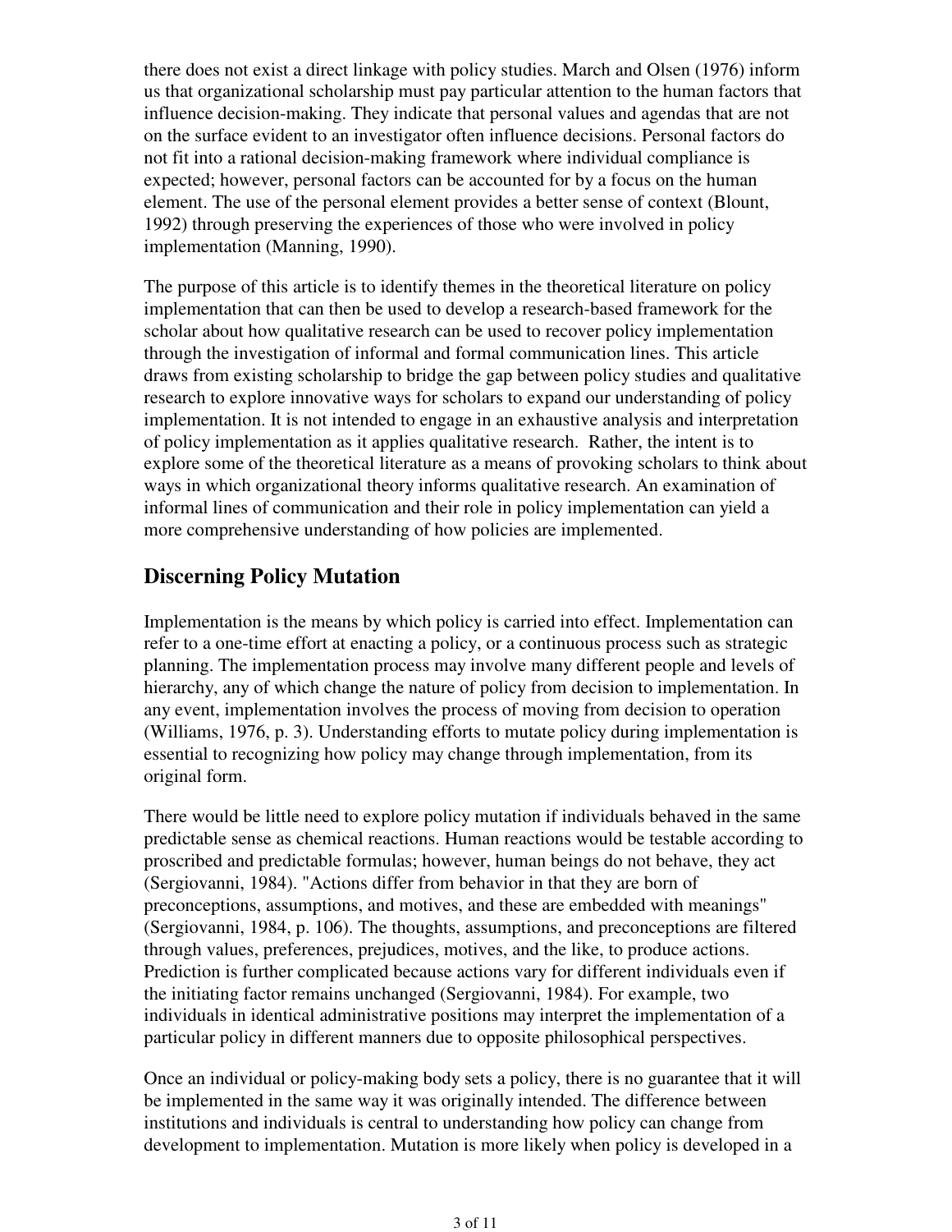there does not exist a direct linkage with policy studies. March and Olsen (1976) inform us that organizational scholarship must pay particular attention to the human factors that influence decision-making. They indicate that personal values and agendas that are not on the surface evident to an investigator often influence decisions. Personal factors do not fit into a rational decision-making framework where individual compliance is expected; however, personal factors can be accounted for by a focus on the human element. The use of the personal element provides a better sense of context (Blount, 1992) through preserving the experiences of those who were involved in policy implementation (Manning, 1990).

The purpose of this article is to identify themes in the theoretical literature on policy implementation that can then be used to develop a research-based framework for the scholar about how qualitative research can be used to recover policy implementation through the investigation of informal and formal communication lines. This article draws from existing scholarship to bridge the gap between policy studies and qualitative research to explore innovative ways for scholars to expand our understanding of policy implementation. It is not intended to engage in an exhaustive analysis and interpretation of policy implementation as it applies qualitative research. Rather, the intent is to explore some of the theoretical literature as a means of provoking scholars to think about ways in which organizational theory informs qualitative research. An examination of informal lines of communication and their role in policy implementation can yield a more comprehensive understanding of how policies are implemented.

## Discerning Policy Mutation

Implementation is the means by which policy is carried into effect. Implementation can refer to a one-time effort at enacting a policy, or a continuous process such as strategic planning. The implementation process may involve many different people and levels of hierarchy, any of which change the nature of policy from decision to implementation. In any event, implementation involves the process of moving from decision to operation (Williams, 1976, p. 3). Understanding efforts to mutate policy during implementation is essential to recognizing how policy may change through implementation, from its original form.

There would be little need to explore policy mutation if individuals behaved in the same predictable sense as chemical reactions. Human reactions would be testable according to proscribed and predictable formulas; however, human beings do not behave, they act (Sergiovanni, 1984). "Actions differ from behavior in that they are born of preconceptions, assumptions, and motives, and these are embedded with meanings" (Sergiovanni, 1984, p. 106). The thoughts, assumptions, and preconceptions are filtered through values, preferences, prejudices, motives, and the like, to produce actions. Prediction is further complicated because actions vary for different individuals even if the initiating factor remains unchanged (Sergiovanni, 1984). For example, two individuals in identical administrative positions may interpret the implementation of a particular policy in different manners due to opposite philosophical perspectives.

Once an individual or policy-making body sets a policy, there is no guarantee that it will be implemented in the same way it was originally intended. The difference between institutions and individuals is central to understanding how policy can change from development to implementation. Mutation is more likely when policy is developed in a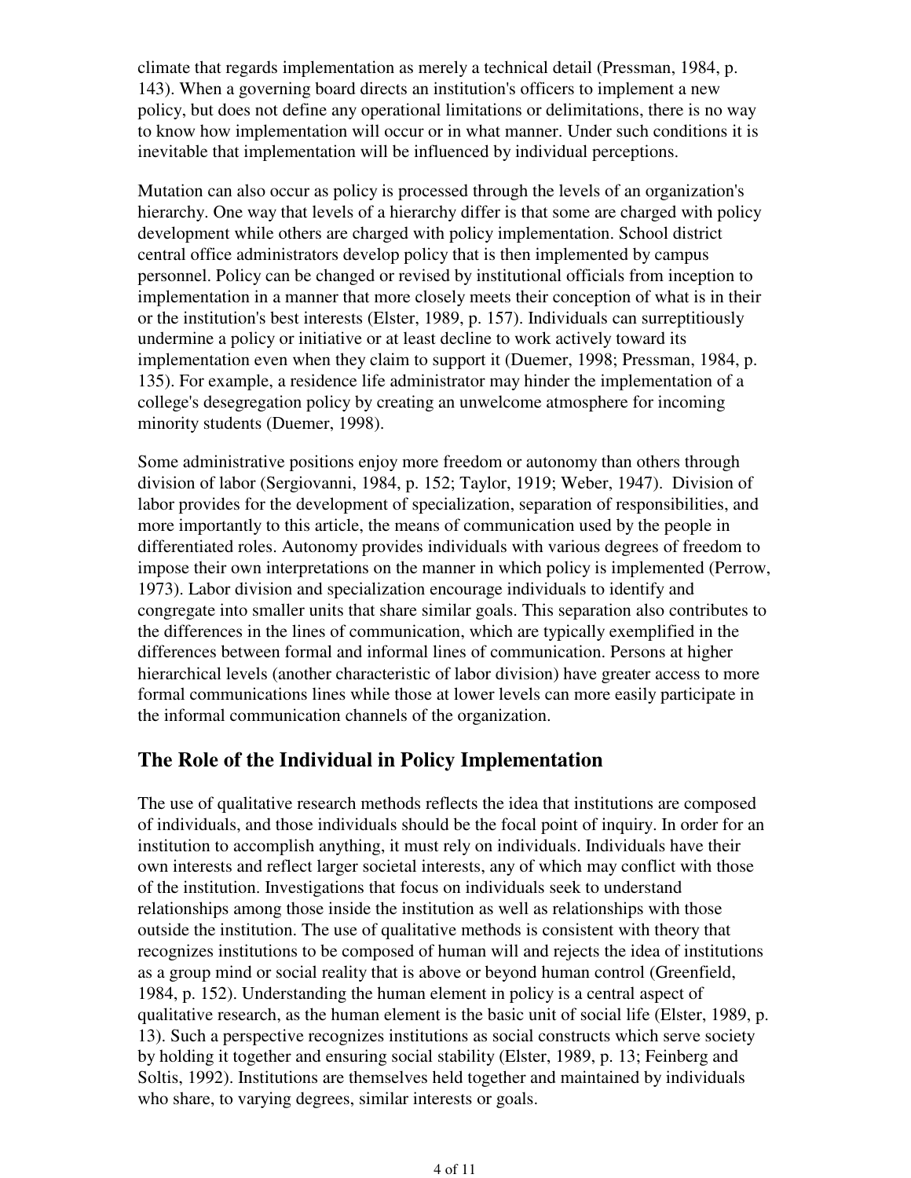climate that regards implementation as merely a technical detail (Pressman, 1984, p. 143). When a governing board directs an institution's officers to implement a new policy, but does not define any operational limitations or delimitations, there is no way to know how implementation will occur or in what manner. Under such conditions it is inevitable that implementation will be influenced by individual perceptions.

Mutation can also occur as policy is processed through the levels of an organization's hierarchy. One way that levels of a hierarchy differ is that some are charged with policy development while others are charged with policy implementation. School district central office administrators develop policy that is then implemented by campus personnel. Policy can be changed or revised by institutional officials from inception to implementation in a manner that more closely meets their conception of what is in their or the institution's best interests (Elster, 1989, p. 157). Individuals can surreptitiously undermine a policy or initiative or at least decline to work actively toward its implementation even when they claim to support it (Duemer, 1998; Pressman, 1984, p. 135). For example, a residence life administrator may hinder the implementation of a college's desegregation policy by creating an unwelcome atmosphere for incoming minority students (Duemer, 1998).

Some administrative positions enjoy more freedom or autonomy than others through division of labor (Sergiovanni, 1984, p. 152; Taylor, 1919; Weber, 1947). Division of labor provides for the development of specialization, separation of responsibilities, and more importantly to this article, the means of communication used by the people in differentiated roles. Autonomy provides individuals with various degrees of freedom to impose their own interpretations on the manner in which policy is implemented (Perrow, 1973). Labor division and specialization encourage individuals to identify and congregate into smaller units that share similar goals. This separation also contributes to the differences in the lines of communication, which are typically exemplified in the differences between formal and informal lines of communication. Persons at higher hierarchical levels (another characteristic of labor division) have greater access to more formal communications lines while those at lower levels can more easily participate in the informal communication channels of the organization.

## The Role of the Individual in Policy Implementation

The use of qualitative research methods reflects the idea that institutions are composed of individuals, and those individuals should be the focal point of inquiry. In order for an institution to accomplish anything, it must rely on individuals. Individuals have their own interests and reflect larger societal interests, any of which may conflict with those of the institution. Investigations that focus on individuals seek to understand relationships among those inside the institution as well as relationships with those outside the institution. The use of qualitative methods is consistent with theory that recognizes institutions to be composed of human will and rejects the idea of institutions as a group mind or social reality that is above or beyond human control (Greenfield, 1984, p. 152). Understanding the human element in policy is a central aspect of qualitative research, as the human element is the basic unit of social life (Elster, 1989, p. 13). Such a perspective recognizes institutions as social constructs which serve society by holding it together and ensuring social stability (Elster, 1989, p. 13; Feinberg and Soltis, 1992). Institutions are themselves held together and maintained by individuals who share, to varying degrees, similar interests or goals.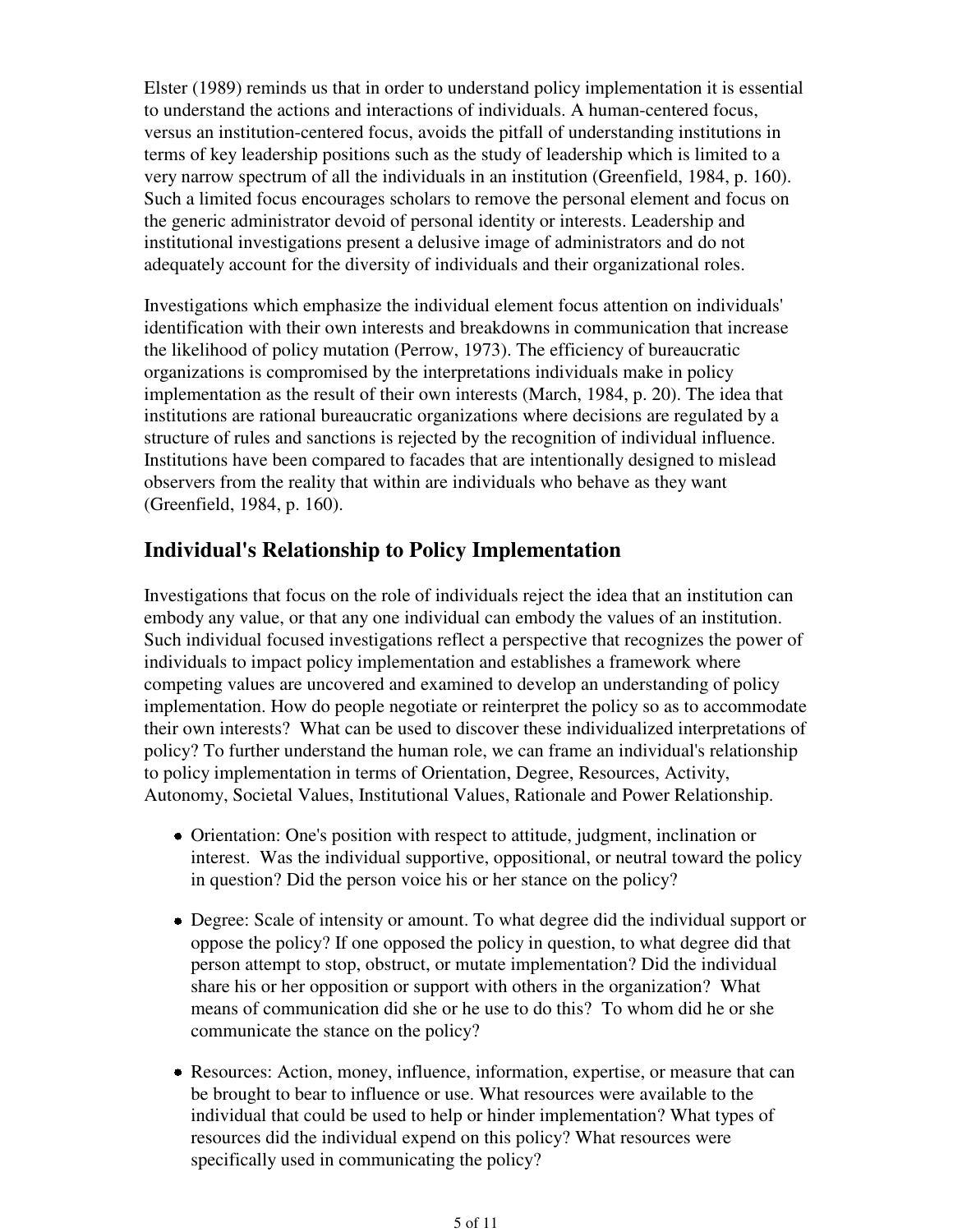Elster (1989) reminds us that in order to understand policy implementation it is essential to understand the actions and interactions of individuals. A human-centered focus, versus an institution-centered focus, avoids the pitfall of understanding institutions in terms of key leadership positions such as the study of leadership which is limited to a very narrow spectrum of all the individuals in an institution (Greenfield, 1984, p. 160). Such a limited focus encourages scholars to remove the personal element and focus on the generic administrator devoid of personal identity or interests. Leadership and institutional investigations present a delusive image of administrators and do not adequately account for the diversity of individuals and their organizational roles.

Investigations which emphasize the individual element focus attention on individuals' identification with their own interests and breakdowns in communication that increase the likelihood of policy mutation (Perrow, 1973). The efficiency of bureaucratic organizations is compromised by the interpretations individuals make in policy implementation as the result of their own interests (March, 1984, p. 20). The idea that institutions are rational bureaucratic organizations where decisions are regulated by a structure of rules and sanctions is rejected by the recognition of individual influence. Institutions have been compared to facades that are intentionally designed to mislead observers from the reality that within are individuals who behave as they want (Greenfield, 1984, p. 160).

## Individual's Relationship to Policy Implementation

Investigations that focus on the role of individuals reject the idea that an institution can embody any value, or that any one individual can embody the values of an institution. Such individual focused investigations reflect a perspective that recognizes the power of individuals to impact policy implementation and establishes a framework where competing values are uncovered and examined to develop an understanding of policy implementation. How do people negotiate or reinterpret the policy so as to accommodate their own interests? What can be used to discover these individualized interpretations of policy? To further understand the human role, we can frame an individual's relationship to policy implementation in terms of Orientation, Degree, Resources, Activity, Autonomy, Societal Values, Institutional Values, Rationale and Power Relationship.

- Orientation: One's position with respect to attitude, judgment, inclination or interest. Was the individual supportive, oppositional, or neutral toward the policy in question? Did the person voice his or her stance on the policy?
- Degree: Scale of intensity or amount. To what degree did the individual support or oppose the policy? If one opposed the policy in question, to what degree did that person attempt to stop, obstruct, or mutate implementation? Did the individual share his or her opposition or support with others in the organization? What means of communication did she or he use to do this? To whom did he or she communicate the stance on the policy?
- Resources: Action, money, influence, information, expertise, or measure that can be brought to bear to influence or use. What resources were available to the individual that could be used to help or hinder implementation? What types of resources did the individual expend on this policy? What resources were specifically used in communicating the policy?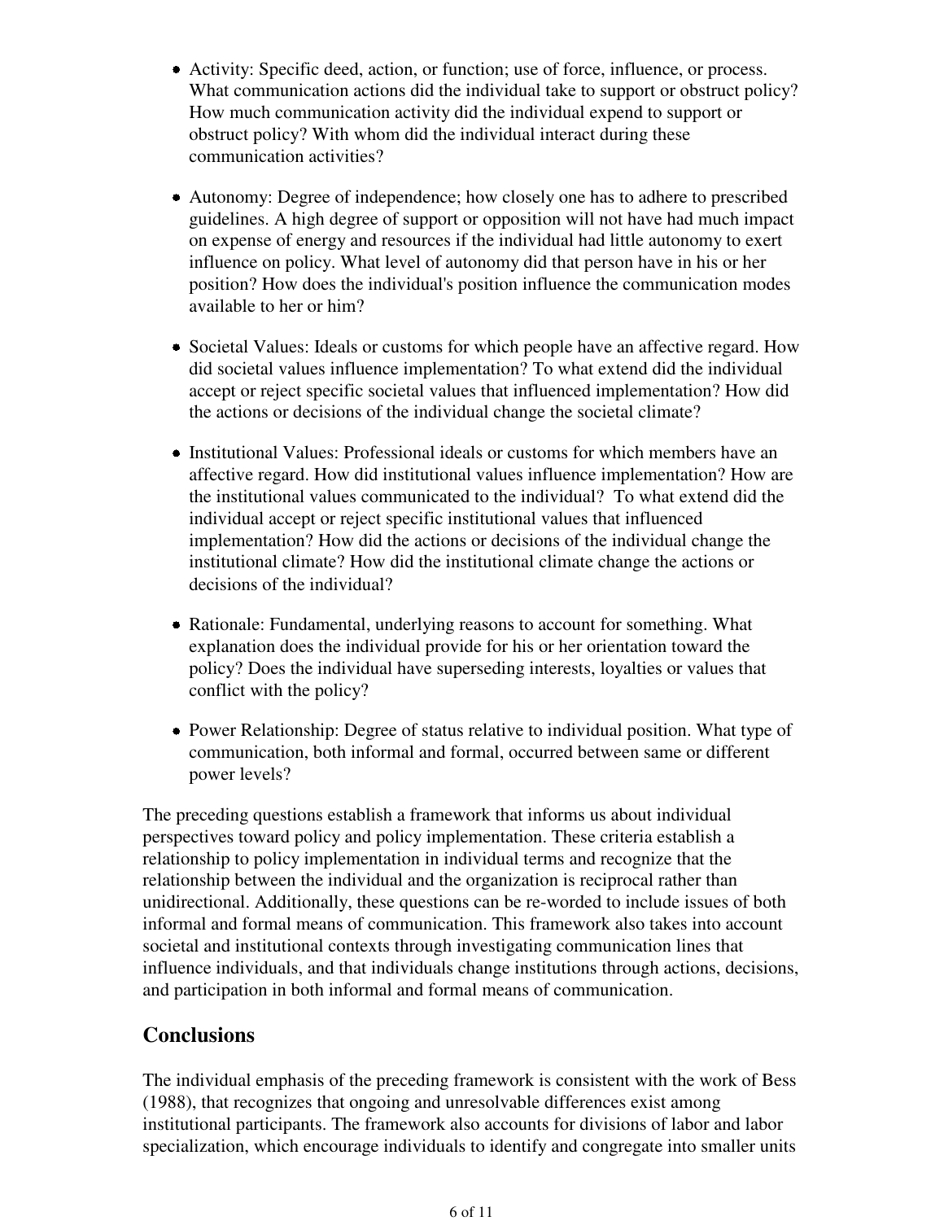- Activity: Specific deed, action, or function; use of force, influence, or process. What communication actions did the individual take to support or obstruct policy? How much communication activity did the individual expend to support or obstruct policy? With whom did the individual interact during these communication activities?
- Autonomy: Degree of independence; how closely one has to adhere to prescribed guidelines. A high degree of support or opposition will not have had much impact on expense of energy and resources if the individual had little autonomy to exert influence on policy. What level of autonomy did that person have in his or her position? How does the individual's position influence the communication modes available to her or him?
- Societal Values: Ideals or customs for which people have an affective regard. How did societal values influence implementation? To what extend did the individual accept or reject specific societal values that influenced implementation? How did the actions or decisions of the individual change the societal climate?
- Institutional Values: Professional ideals or customs for which members have an affective regard. How did institutional values influence implementation? How are the institutional values communicated to the individual? To what extend did the individual accept or reject specific institutional values that influenced implementation? How did the actions or decisions of the individual change the institutional climate? How did the institutional climate change the actions or decisions of the individual?
- Rationale: Fundamental, underlying reasons to account for something. What explanation does the individual provide for his or her orientation toward the policy? Does the individual have superseding interests, loyalties or values that conflict with the policy?
- Power Relationship: Degree of status relative to individual position. What type of communication, both informal and formal, occurred between same or different power levels?

The preceding questions establish a framework that informs us about individual perspectives toward policy and policy implementation. These criteria establish a relationship to policy implementation in individual terms and recognize that the relationship between the individual and the organization is reciprocal rather than unidirectional. Additionally, these questions can be re-worded to include issues of both informal and formal means of communication. This framework also takes into account societal and institutional contexts through investigating communication lines that influence individuals, and that individuals change institutions through actions, decisions, and participation in both informal and formal means of communication.

## Conclusions

The individual emphasis of the preceding framework is consistent with the work of Bess (1988), that recognizes that ongoing and unresolvable differences exist among institutional participants. The framework also accounts for divisions of labor and labor specialization, which encourage individuals to identify and congregate into smaller units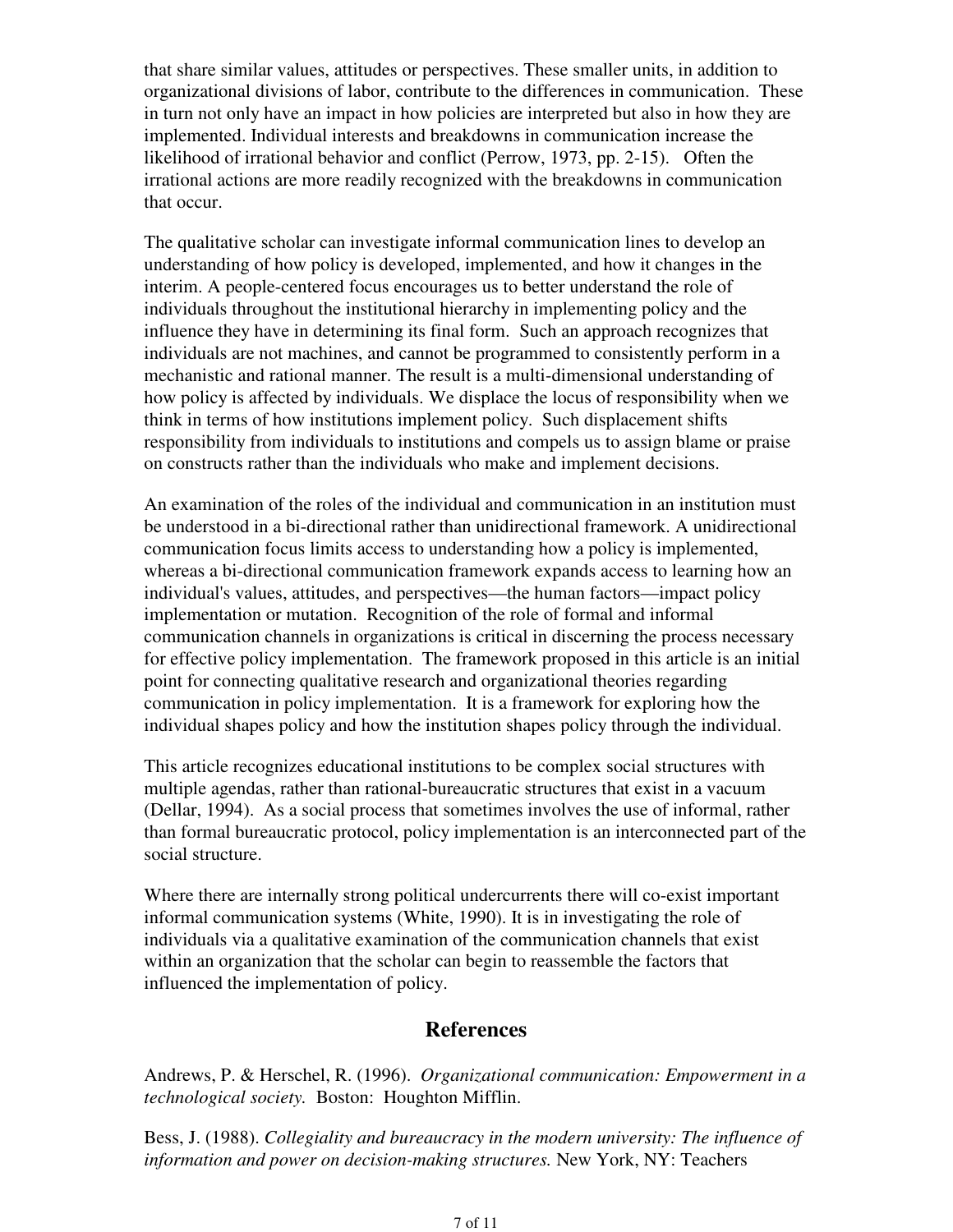that share similar values, attitudes or perspectives. These smaller units, in addition to organizational divisions of labor, contribute to the differences in communication. These in turn not only have an impact in how policies are interpreted but also in how they are implemented. Individual interests and breakdowns in communication increase the likelihood of irrational behavior and conflict (Perrow, 1973, pp. 2-15). Often the irrational actions are more readily recognized with the breakdowns in communication that occur.

The qualitative scholar can investigate informal communication lines to develop an understanding of how policy is developed, implemented, and how it changes in the interim. A people-centered focus encourages us to better understand the role of individuals throughout the institutional hierarchy in implementing policy and the influence they have in determining its final form. Such an approach recognizes that individuals are not machines, and cannot be programmed to consistently perform in a mechanistic and rational manner. The result is a multi-dimensional understanding of how policy is affected by individuals. We displace the locus of responsibility when we think in terms of how institutions implement policy. Such displacement shifts responsibility from individuals to institutions and compels us to assign blame or praise on constructs rather than the individuals who make and implement decisions.

An examination of the roles of the individual and communication in an institution must be understood in a bi-directional rather than unidirectional framework. A unidirectional communication focus limits access to understanding how a policy is implemented, whereas a bi-directional communication framework expands access to learning how an individual's values, attitudes, and perspectives—the human factors—impact policy implementation or mutation. Recognition of the role of formal and informal communication channels in organizations is critical in discerning the process necessary for effective policy implementation. The framework proposed in this article is an initial point for connecting qualitative research and organizational theories regarding communication in policy implementation. It is a framework for exploring how the individual shapes policy and how the institution shapes policy through the individual.

This article recognizes educational institutions to be complex social structures with multiple agendas, rather than rational-bureaucratic structures that exist in a vacuum (Dellar, 1994). As a social process that sometimes involves the use of informal, rather than formal bureaucratic protocol, policy implementation is an interconnected part of the social structure.

Where there are internally strong political undercurrents there will co-exist important informal communication systems (White, 1990). It is in investigating the role of individuals via a qualitative examination of the communication channels that exist within an organization that the scholar can begin to reassemble the factors that influenced the implementation of policy.

## References

Andrews, P. & Herschel, R. (1996). *Organizational communication: Empowerment in a technological society.* Boston: Houghton Mifflin.

Bess, J. (1988). *Collegiality and bureaucracy in the modern university: The influence of information and power on decision-making structures.* New York, NY: Teachers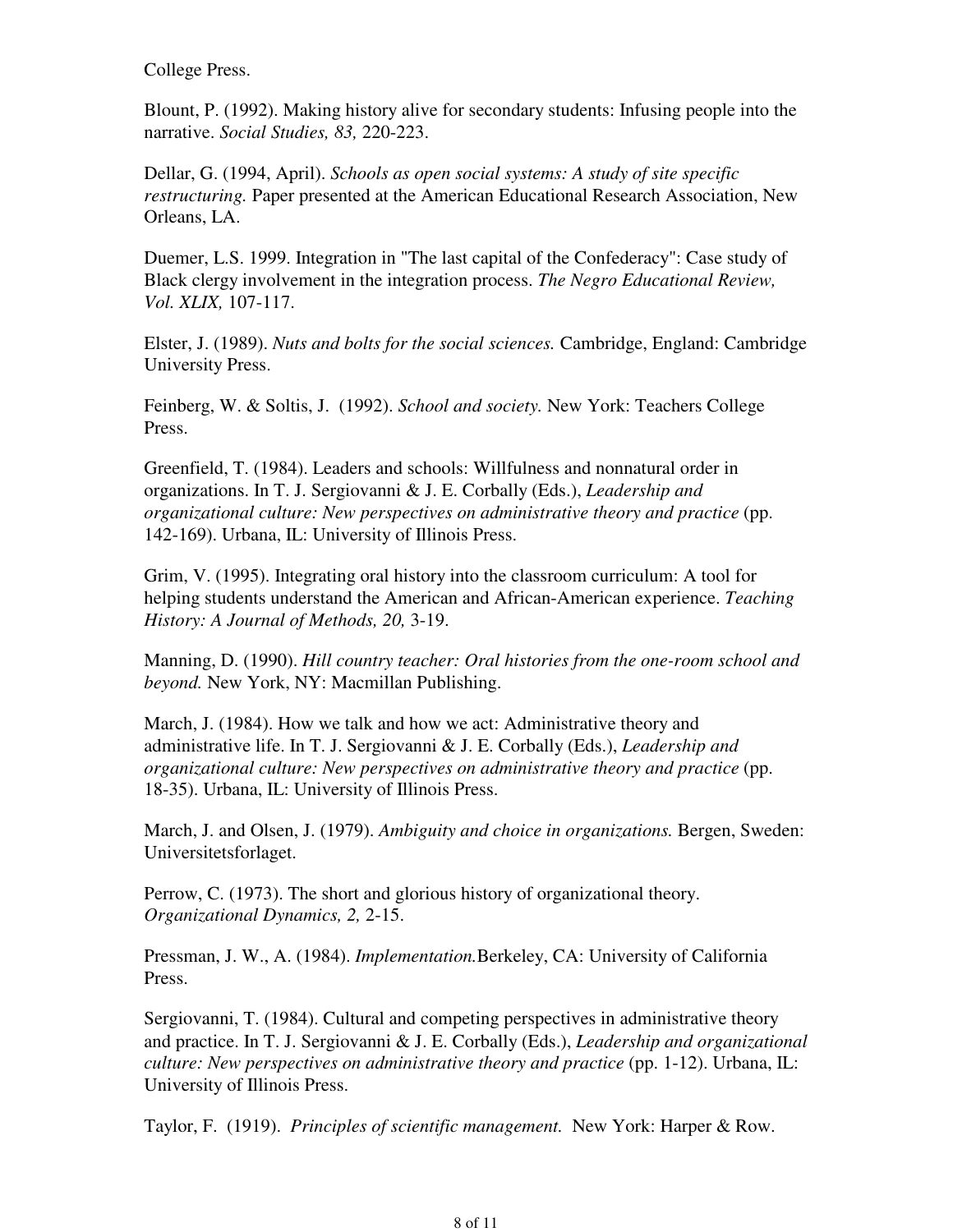College Press.

Blount, P. (1992). Making history alive for secondary students: Infusing people into the narrative. *Social Studies, 83,* 220-223.

Dellar, G. (1994, April). *Schools as open social systems: A study of site specific restructuring.* Paper presented at the American Educational Research Association, New Orleans, LA.

Duemer, L.S. 1999. Integration in "The last capital of the Confederacy": Case study of Black clergy involvement in the integration process. *The Negro Educational Review, Vol. XLIX,* 107-117.

Elster, J. (1989). *Nuts and bolts for the social sciences.* Cambridge, England: Cambridge University Press.

Feinberg, W. & Soltis, J. (1992). *School and society.* New York: Teachers College Press.

Greenfield, T. (1984). Leaders and schools: Willfulness and nonnatural order in organizations. In T. J. Sergiovanni & J. E. Corbally (Eds.), *Leadership and organizational culture: New perspectives on administrative theory and practice* (pp. 142-169). Urbana, IL: University of Illinois Press.

Grim, V. (1995). Integrating oral history into the classroom curriculum: A tool for helping students understand the American and African-American experience. *Teaching History: A Journal of Methods, 20,* 3-19.

Manning, D. (1990). *Hill country teacher: Oral histories from the one-room school and beyond.* New York, NY: Macmillan Publishing.

March, J. (1984). How we talk and how we act: Administrative theory and administrative life. In T. J. Sergiovanni & J. E. Corbally (Eds.), *Leadership and organizational culture: New perspectives on administrative theory and practice* (pp. 18-35). Urbana, IL: University of Illinois Press.

March, J. and Olsen, J. (1979). *Ambiguity and choice in organizations.* Bergen, Sweden: Universitetsforlaget.

Perrow, C. (1973). The short and glorious history of organizational theory. *Organizational Dynamics, 2,* 2-15.

Pressman, J. W., A. (1984). *Implementation.*Berkeley, CA: University of California Press.

Sergiovanni, T. (1984). Cultural and competing perspectives in administrative theory and practice. In T. J. Sergiovanni & J. E. Corbally (Eds.), *Leadership and organizational culture: New perspectives on administrative theory and practice* (pp. 1-12). Urbana, IL: University of Illinois Press.

Taylor, F. (1919). *Principles of scientific management.* New York: Harper & Row.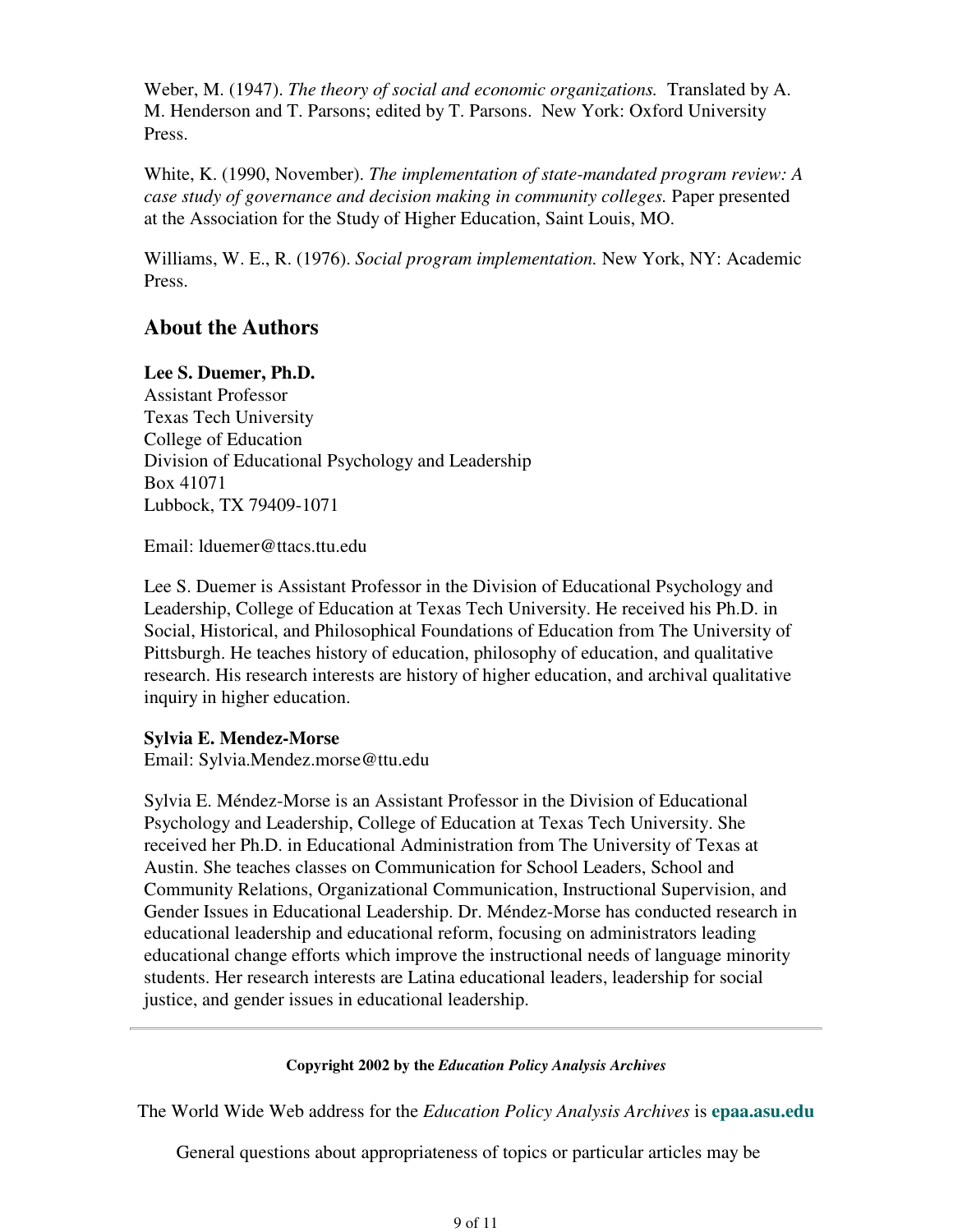Weber, M. (1947). *The theory of social and economic organizations.* Translated by A. M. Henderson and T. Parsons; edited by T. Parsons. New York: Oxford University Press.

White, K. (1990, November). *The implementation of state-mandated program review: A case study of governance and decision making in community colleges.* Paper presented at the Association for the Study of Higher Education, Saint Louis, MO.

Williams, W. E., R. (1976). *Social program implementation.* New York, NY: Academic Press.

## About the Authors

**Lee S. Duemer, Ph.D.**
Assistant Professor
Texas Tech University
College of Education
Division of Educational Psychology and Leadership
Box 41071
Lubbock, TX 79409-1071

Email: lduemer@ttacs.ttu.edu

Lee S. Duemer is Assistant Professor in the Division of Educational Psychology and Leadership, College of Education at Texas Tech University. He received his Ph.D. in Social, Historical, and Philosophical Foundations of Education from The University of Pittsburgh. He teaches history of education, philosophy of education, and qualitative research. His research interests are history of higher education, and archival qualitative inquiry in higher education.

**Sylvia E. Mendez-Morse**
Email: Sylvia.Mendez.morse@ttu.edu

Sylvia E. Méndez-Morse is an Assistant Professor in the Division of Educational Psychology and Leadership, College of Education at Texas Tech University. She received her Ph.D. in Educational Administration from The University of Texas at Austin. She teaches classes on Communication for School Leaders, School and Community Relations, Organizational Communication, Instructional Supervision, and Gender Issues in Educational Leadership. Dr. Méndez-Morse has conducted research in educational leadership and educational reform, focusing on administrators leading educational change efforts which improve the instructional needs of language minority students. Her research interests are Latina educational leaders, leadership for social justice, and gender issues in educational leadership.

---

**Copyright 2002 by the *Education Policy Analysis Archives***

The World Wide Web address for the *Education Policy Analysis Archives* is **epaa.asu.edu**

General questions about appropriateness of topics or particular articles may be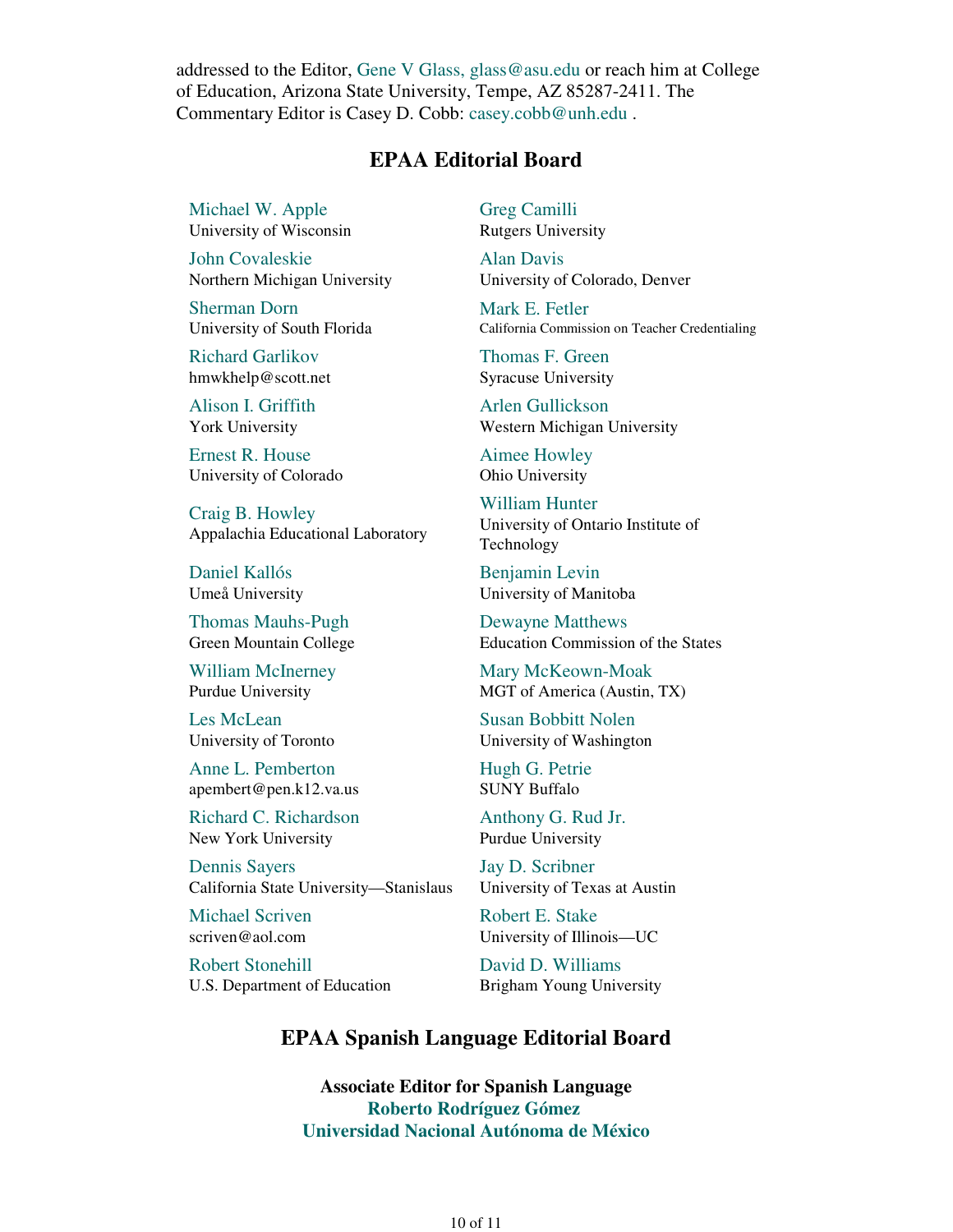addressed to the Editor, Gene V Glass, glass@asu.edu or reach him at College of Education, Arizona State University, Tempe, AZ 85287-2411. The Commentary Editor is Casey D. Cobb: casey.cobb@unh.edu .

## EPAA Editorial Board

Michael W. Apple
University of Wisconsin

Greg Camilli
Rutgers University

John Covaleskie
Northern Michigan University

Alan Davis
University of Colorado, Denver

Sherman Dorn
University of South Florida

Mark E. Fetler
California Commission on Teacher Credentialing

Richard Garlikov
hmwkhelp@scott.net

Thomas F. Green
Syracuse University

Alison I. Griffith
York University

Arlen Gullickson
Western Michigan University

Ernest R. House
University of Colorado

Aimee Howley
Ohio University

Craig B. Howley
Appalachia Educational Laboratory

William Hunter
University of Ontario Institute of Technology

Daniel Kallós
Umeå University

Benjamin Levin
University of Manitoba

Thomas Mauhs-Pugh
Green Mountain College

Dewayne Matthews
Education Commission of the States

William McInerney
Purdue University

Mary McKeown-Moak
MGT of America (Austin, TX)

Les McLean
University of Toronto

Susan Bobbitt Nolen
University of Washington

Anne L. Pemberton
apembert@pen.k12.va.us

Hugh G. Petrie
SUNY Buffalo

Richard C. Richardson
New York University

Anthony G. Rud Jr.
Purdue University

Dennis Sayers
California State University—Stanislaus

Jay D. Scribner
University of Texas at Austin

Michael Scriven
scriven@aol.com

Robert E. Stake
University of Illinois—UC

Robert Stonehill
U.S. Department of Education

David D. Williams
Brigham Young University

## EPAA Spanish Language Editorial Board

**Associate Editor for Spanish Language**
**Roberto Rodríguez Gómez**
**Universidad Nacional Autónoma de México**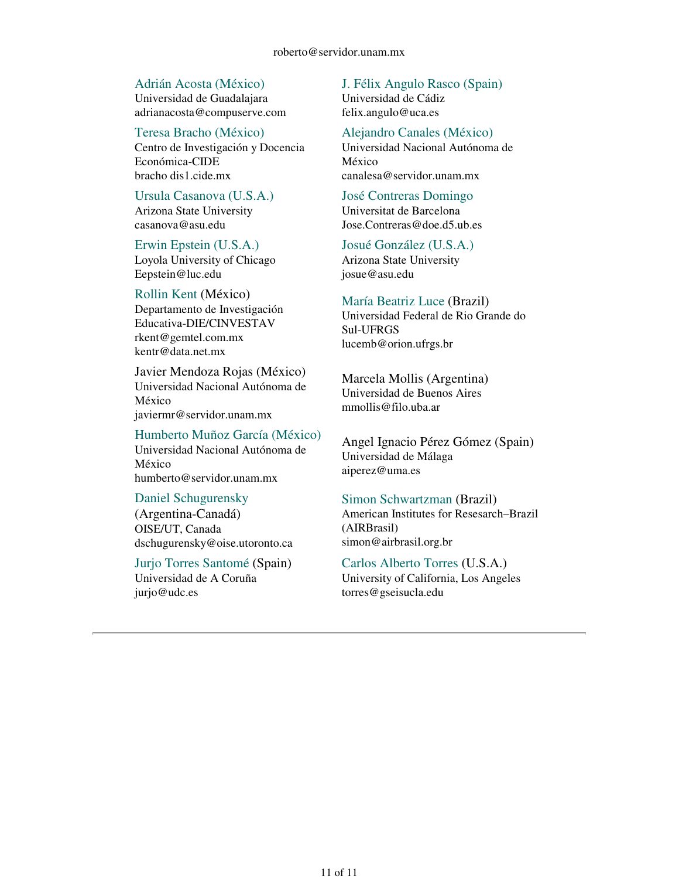roberto@servidor.unam.mx

Adrián Acosta (México)
Universidad de Guadalajara
adrianacosta@compuserve.com

J. Félix Angulo Rasco (Spain)
Universidad de Cádiz
felix.angulo@uca.es

Teresa Bracho (México)
Centro de Investigación y Docencia Económica-CIDE
bracho dis1.cide.mx

Alejandro Canales (México)
Universidad Nacional Autónoma de México
canalesa@servidor.unam.mx

Ursula Casanova (U.S.A.)
Arizona State University
casanova@asu.edu

José Contreras Domingo
Universitat de Barcelona
Jose.Contreras@doe.d5.ub.es

Erwin Epstein (U.S.A.)
Loyola University of Chicago
Eepstein@luc.edu

Josué González (U.S.A.)
Arizona State University
josue@asu.edu

Rollin Kent (México)
Departamento de Investigación Educativa-DIE/CINVESTAV
rkent@gemtel.com.mx
kentr@data.net.mx

María Beatriz Luce (Brazil)
Universidad Federal de Rio Grande do Sul-UFRGS
lucemb@orion.ufrgs.br

Javier Mendoza Rojas (México)
Universidad Nacional Autónoma de México
javiermr@servidor.unam.mx

Marcela Mollis (Argentina)
Universidad de Buenos Aires
mmollis@filo.uba.ar

Humberto Muñoz García (México)
Universidad Nacional Autónoma de México
humberto@servidor.unam.mx

Angel Ignacio Pérez Gómez (Spain)
Universidad de Málaga
aiperez@uma.es

Daniel Schugurensky (Argentina-Canadá)
OISE/UT, Canada
dschugurensky@oise.utoronto.ca

Simon Schwartzman (Brazil)
American Institutes for Resesarch–Brazil (AIRBrasil)
simon@airbrasil.org.br

Jurjo Torres Santomé (Spain)
Universidad de A Coruña
jurjo@udc.es

Carlos Alberto Torres (U.S.A.)
University of California, Los Angeles
torres@gseisucla.edu